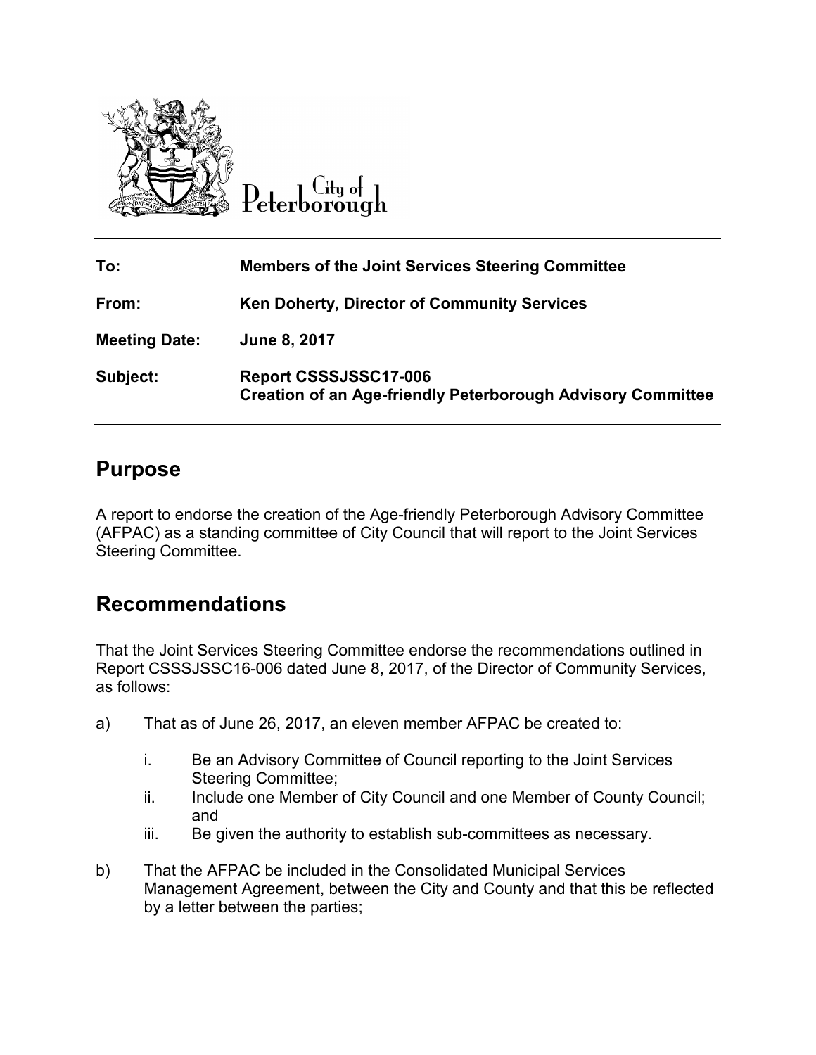City of Peterborough

| | |
|---|---|
| **To:** | **Members of the Joint Services Steering Committee** |
| **From:** | **Ken Doherty, Director of Community Services** |
| **Meeting Date:** | **June 8, 2017** |
| **Subject:** | **Report CSSSJSSC17-006**<br>**Creation of an Age-friendly Peterborough Advisory Committee** |

## Purpose

A report to endorse the creation of the Age-friendly Peterborough Advisory Committee (AFPAC) as a standing committee of City Council that will report to the Joint Services Steering Committee.

## Recommendations

That the Joint Services Steering Committee endorse the recommendations outlined in Report CSSSJSSC16-006 dated June 8, 2017, of the Director of Community Services, as follows:

a) That as of June 26, 2017, an eleven member AFPAC be created to:

   i. Be an Advisory Committee of Council reporting to the Joint Services Steering Committee;

   ii. Include one Member of City Council and one Member of County Council; and

   iii. Be given the authority to establish sub-committees as necessary.

b) That the AFPAC be included in the Consolidated Municipal Services Management Agreement, between the City and County and that this be reflected by a letter between the parties;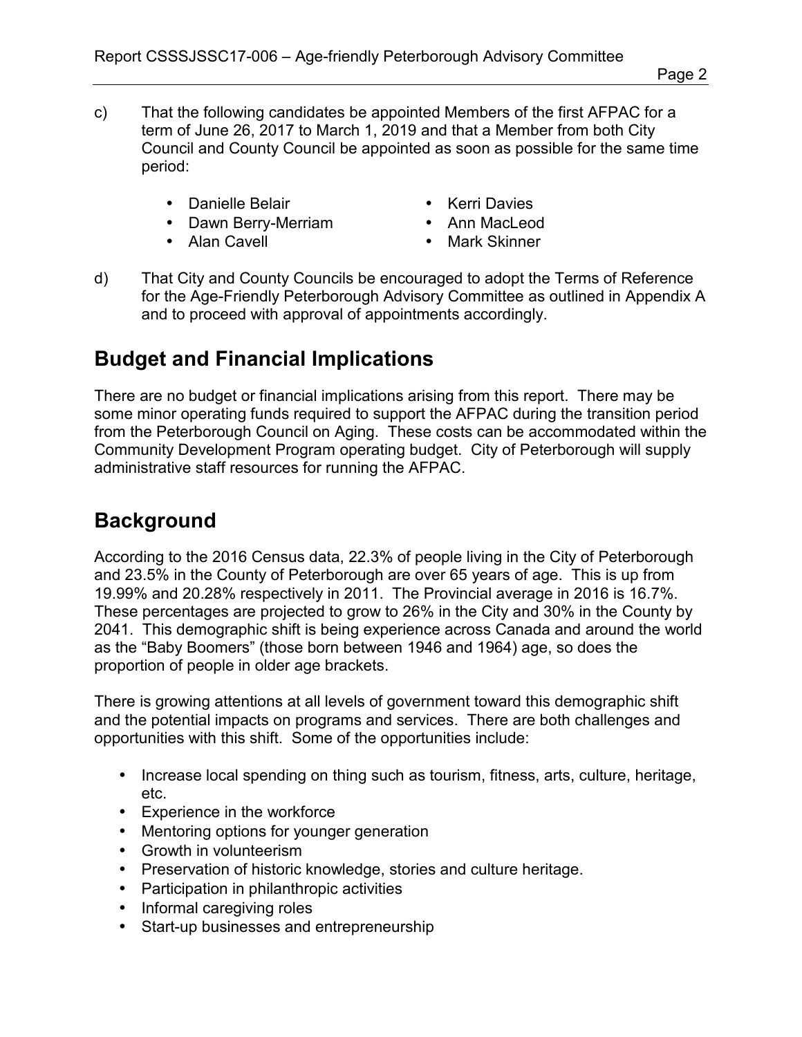c) That the following candidates be appointed Members of the first AFPAC for a term of June 26, 2017 to March 1, 2019 and that a Member from both City Council and County Council be appointed as soon as possible for the same time period:

- Danielle Belair
- Dawn Berry-Merriam
- Alan Cavell
- Kerri Davies
- Ann MacLeod
- Mark Skinner

d) That City and County Councils be encouraged to adopt the Terms of Reference for the Age-Friendly Peterborough Advisory Committee as outlined in Appendix A and to proceed with approval of appointments accordingly.

## Budget and Financial Implications

There are no budget or financial implications arising from this report. There may be some minor operating funds required to support the AFPAC during the transition period from the Peterborough Council on Aging. These costs can be accommodated within the Community Development Program operating budget. City of Peterborough will supply administrative staff resources for running the AFPAC.

## Background

According to the 2016 Census data, 22.3% of people living in the City of Peterborough and 23.5% in the County of Peterborough are over 65 years of age. This is up from 19.99% and 20.28% respectively in 2011. The Provincial average in 2016 is 16.7%. These percentages are projected to grow to 26% in the City and 30% in the County by 2041. This demographic shift is being experience across Canada and around the world as the "Baby Boomers" (those born between 1946 and 1964) age, so does the proportion of people in older age brackets.

There is growing attentions at all levels of government toward this demographic shift and the potential impacts on programs and services. There are both challenges and opportunities with this shift. Some of the opportunities include:

- Increase local spending on thing such as tourism, fitness, arts, culture, heritage, etc.
- Experience in the workforce
- Mentoring options for younger generation
- Growth in volunteerism
- Preservation of historic knowledge, stories and culture heritage.
- Participation in philanthropic activities
- Informal caregiving roles
- Start-up businesses and entrepreneurship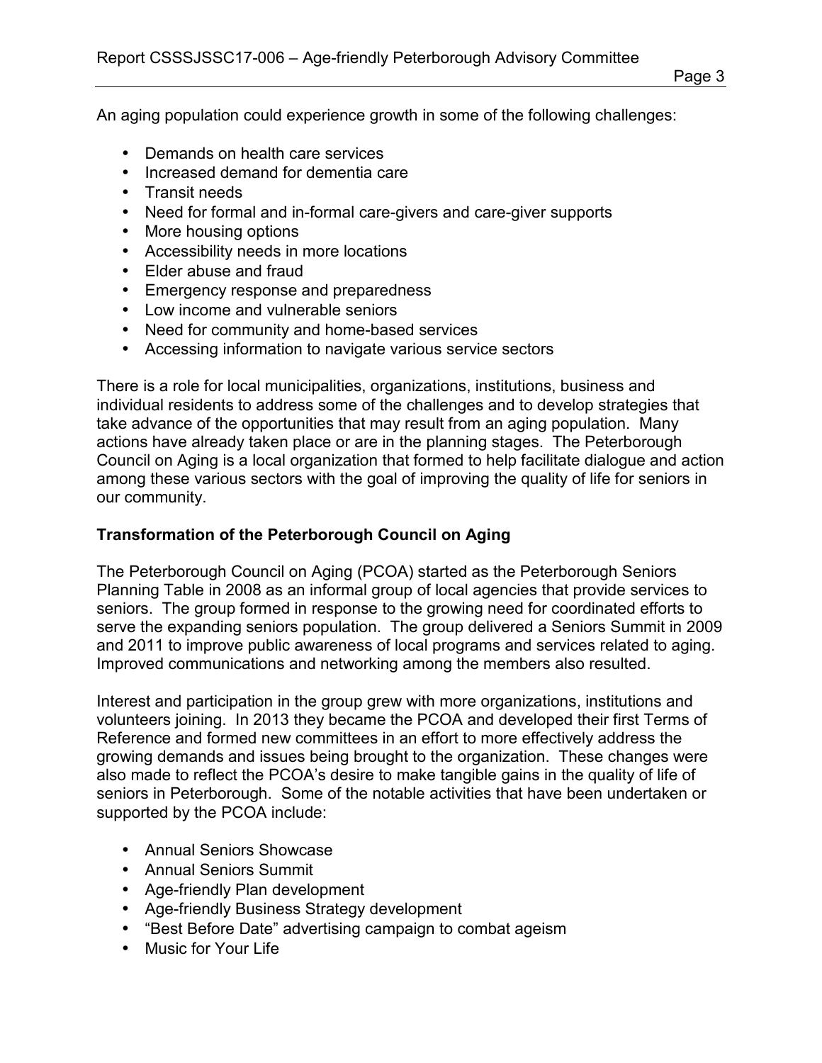An aging population could experience growth in some of the following challenges:

- Demands on health care services
- Increased demand for dementia care
- Transit needs
- Need for formal and in-formal care-givers and care-giver supports
- More housing options
- Accessibility needs in more locations
- Elder abuse and fraud
- Emergency response and preparedness
- Low income and vulnerable seniors
- Need for community and home-based services
- Accessing information to navigate various service sectors

There is a role for local municipalities, organizations, institutions, business and individual residents to address some of the challenges and to develop strategies that take advance of the opportunities that may result from an aging population. Many actions have already taken place or are in the planning stages. The Peterborough Council on Aging is a local organization that formed to help facilitate dialogue and action among these various sectors with the goal of improving the quality of life for seniors in our community.

**Transformation of the Peterborough Council on Aging**

The Peterborough Council on Aging (PCOA) started as the Peterborough Seniors Planning Table in 2008 as an informal group of local agencies that provide services to seniors. The group formed in response to the growing need for coordinated efforts to serve the expanding seniors population. The group delivered a Seniors Summit in 2009 and 2011 to improve public awareness of local programs and services related to aging. Improved communications and networking among the members also resulted.

Interest and participation in the group grew with more organizations, institutions and volunteers joining. In 2013 they became the PCOA and developed their first Terms of Reference and formed new committees in an effort to more effectively address the growing demands and issues being brought to the organization. These changes were also made to reflect the PCOA's desire to make tangible gains in the quality of life of seniors in Peterborough. Some of the notable activities that have been undertaken or supported by the PCOA include:

- Annual Seniors Showcase
- Annual Seniors Summit
- Age-friendly Plan development
- Age-friendly Business Strategy development
- "Best Before Date" advertising campaign to combat ageism
- Music for Your Life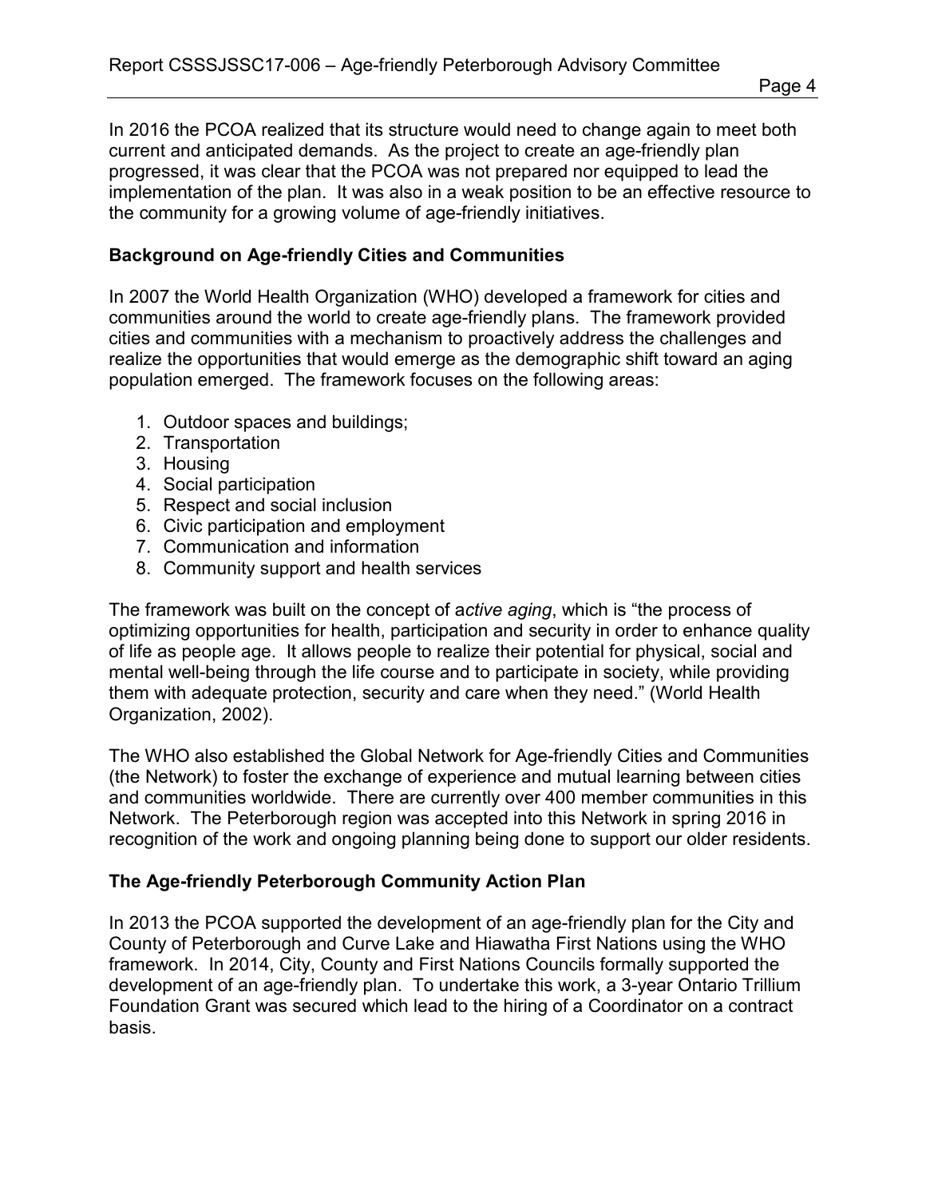In 2016 the PCOA realized that its structure would need to change again to meet both current and anticipated demands. As the project to create an age-friendly plan progressed, it was clear that the PCOA was not prepared nor equipped to lead the implementation of the plan. It was also in a weak position to be an effective resource to the community for a growing volume of age-friendly initiatives.

## Background on Age-friendly Cities and Communities

In 2007 the World Health Organization (WHO) developed a framework for cities and communities around the world to create age-friendly plans. The framework provided cities and communities with a mechanism to proactively address the challenges and realize the opportunities that would emerge as the demographic shift toward an aging population emerged. The framework focuses on the following areas:

1. Outdoor spaces and buildings;
2. Transportation
3. Housing
4. Social participation
5. Respect and social inclusion
6. Civic participation and employment
7. Communication and information
8. Community support and health services

The framework was built on the concept of a*ctive aging*, which is "the process of optimizing opportunities for health, participation and security in order to enhance quality of life as people age. It allows people to realize their potential for physical, social and mental well-being through the life course and to participate in society, while providing them with adequate protection, security and care when they need." (World Health Organization, 2002).

The WHO also established the Global Network for Age-friendly Cities and Communities (the Network) to foster the exchange of experience and mutual learning between cities and communities worldwide. There are currently over 400 member communities in this Network. The Peterborough region was accepted into this Network in spring 2016 in recognition of the work and ongoing planning being done to support our older residents.

## The Age-friendly Peterborough Community Action Plan

In 2013 the PCOA supported the development of an age-friendly plan for the City and County of Peterborough and Curve Lake and Hiawatha First Nations using the WHO framework. In 2014, City, County and First Nations Councils formally supported the development of an age-friendly plan. To undertake this work, a 3-year Ontario Trillium Foundation Grant was secured which lead to the hiring of a Coordinator on a contract basis.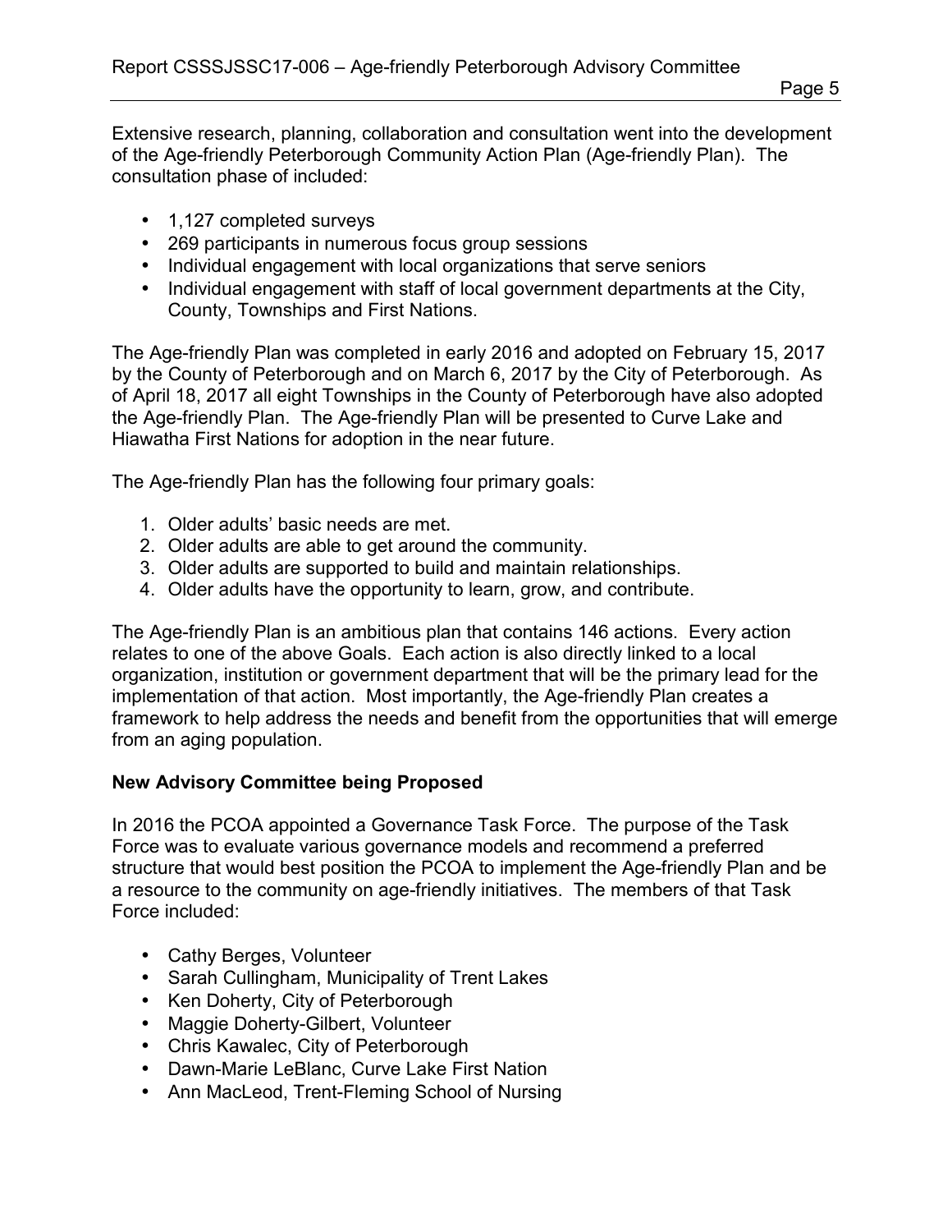Extensive research, planning, collaboration and consultation went into the development of the Age-friendly Peterborough Community Action Plan (Age-friendly Plan). The consultation phase of included:

- 1,127 completed surveys
- 269 participants in numerous focus group sessions
- Individual engagement with local organizations that serve seniors
- Individual engagement with staff of local government departments at the City, County, Townships and First Nations.

The Age-friendly Plan was completed in early 2016 and adopted on February 15, 2017 by the County of Peterborough and on March 6, 2017 by the City of Peterborough. As of April 18, 2017 all eight Townships in the County of Peterborough have also adopted the Age-friendly Plan. The Age-friendly Plan will be presented to Curve Lake and Hiawatha First Nations for adoption in the near future.

The Age-friendly Plan has the following four primary goals:

1. Older adults' basic needs are met.
2. Older adults are able to get around the community.
3. Older adults are supported to build and maintain relationships.
4. Older adults have the opportunity to learn, grow, and contribute.

The Age-friendly Plan is an ambitious plan that contains 146 actions. Every action relates to one of the above Goals. Each action is also directly linked to a local organization, institution or government department that will be the primary lead for the implementation of that action. Most importantly, the Age-friendly Plan creates a framework to help address the needs and benefit from the opportunities that will emerge from an aging population.

**New Advisory Committee being Proposed**

In 2016 the PCOA appointed a Governance Task Force. The purpose of the Task Force was to evaluate various governance models and recommend a preferred structure that would best position the PCOA to implement the Age-friendly Plan and be a resource to the community on age-friendly initiatives. The members of that Task Force included:

- Cathy Berges, Volunteer
- Sarah Cullingham, Municipality of Trent Lakes
- Ken Doherty, City of Peterborough
- Maggie Doherty-Gilbert, Volunteer
- Chris Kawalec, City of Peterborough
- Dawn-Marie LeBlanc, Curve Lake First Nation
- Ann MacLeod, Trent-Fleming School of Nursing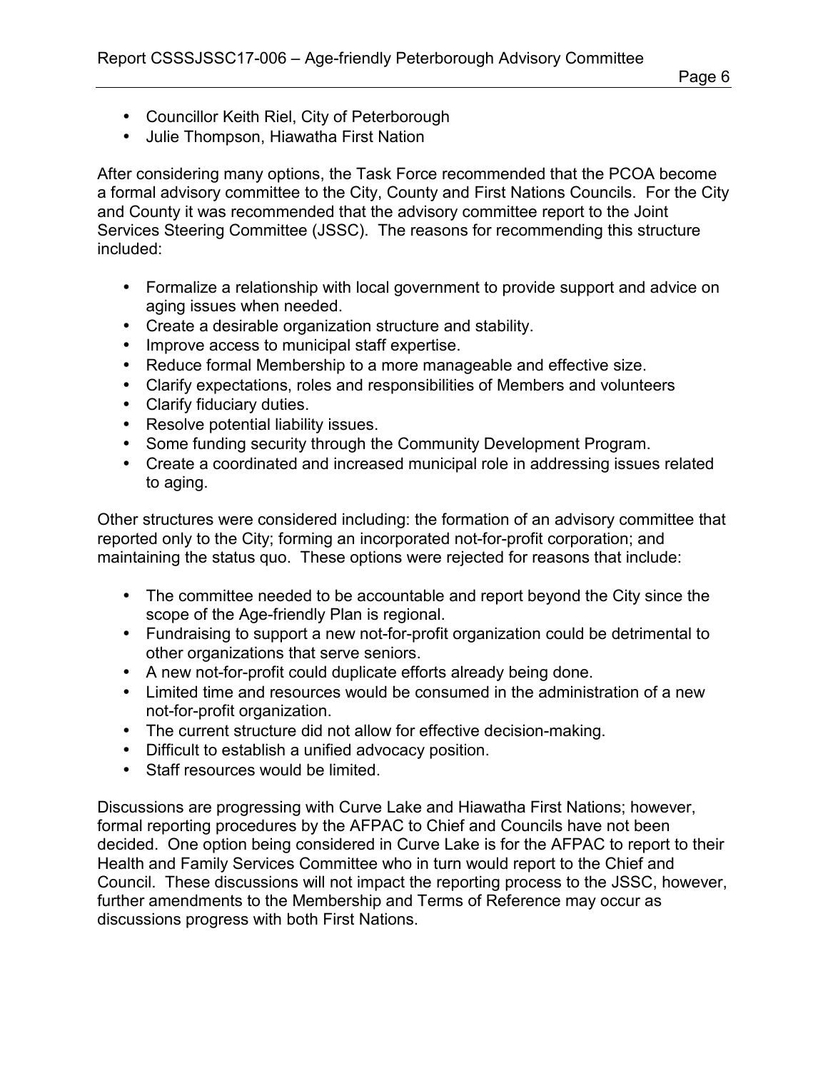- Councillor Keith Riel, City of Peterborough
- Julie Thompson, Hiawatha First Nation

After considering many options, the Task Force recommended that the PCOA become a formal advisory committee to the City, County and First Nations Councils. For the City and County it was recommended that the advisory committee report to the Joint Services Steering Committee (JSSC). The reasons for recommending this structure included:

- Formalize a relationship with local government to provide support and advice on aging issues when needed.
- Create a desirable organization structure and stability.
- Improve access to municipal staff expertise.
- Reduce formal Membership to a more manageable and effective size.
- Clarify expectations, roles and responsibilities of Members and volunteers
- Clarify fiduciary duties.
- Resolve potential liability issues.
- Some funding security through the Community Development Program.
- Create a coordinated and increased municipal role in addressing issues related to aging.

Other structures were considered including: the formation of an advisory committee that reported only to the City; forming an incorporated not-for-profit corporation; and maintaining the status quo. These options were rejected for reasons that include:

- The committee needed to be accountable and report beyond the City since the scope of the Age-friendly Plan is regional.
- Fundraising to support a new not-for-profit organization could be detrimental to other organizations that serve seniors.
- A new not-for-profit could duplicate efforts already being done.
- Limited time and resources would be consumed in the administration of a new not-for-profit organization.
- The current structure did not allow for effective decision-making.
- Difficult to establish a unified advocacy position.
- Staff resources would be limited.

Discussions are progressing with Curve Lake and Hiawatha First Nations; however, formal reporting procedures by the AFPAC to Chief and Councils have not been decided. One option being considered in Curve Lake is for the AFPAC to report to their Health and Family Services Committee who in turn would report to the Chief and Council. These discussions will not impact the reporting process to the JSSC, however, further amendments to the Membership and Terms of Reference may occur as discussions progress with both First Nations.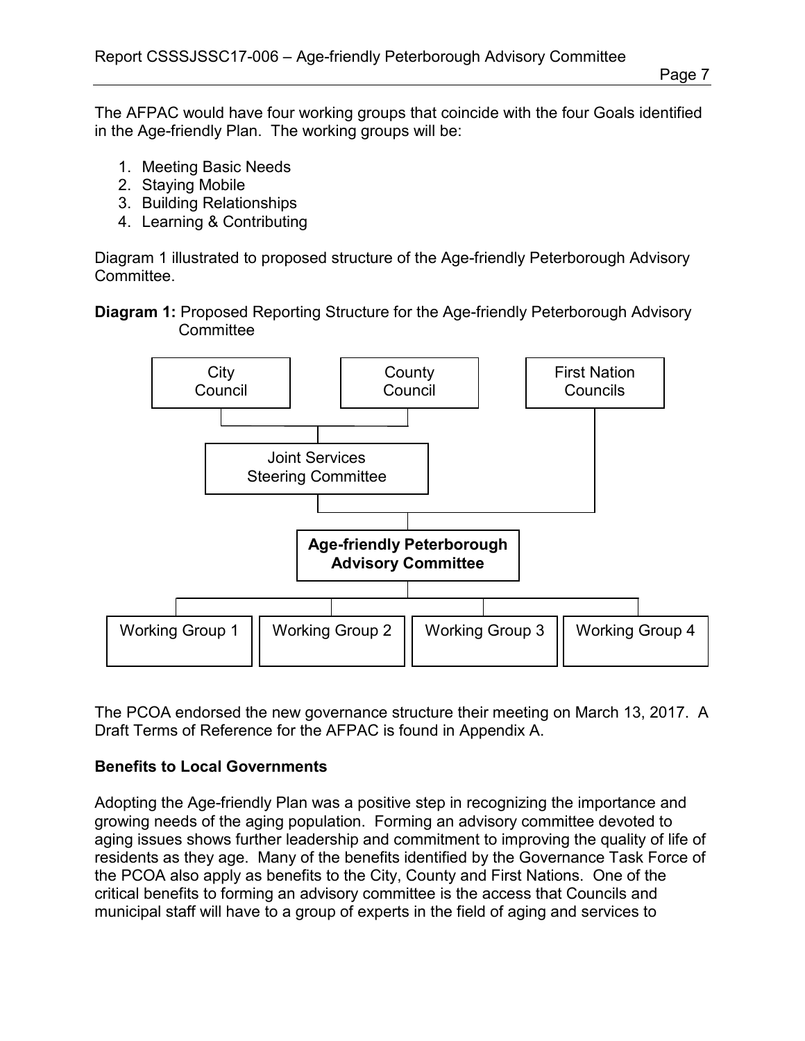The AFPAC would have four working groups that coincide with the four Goals identified in the Age-friendly Plan. The working groups will be:

1. Meeting Basic Needs
2. Staying Mobile
3. Building Relationships
4. Learning & Contributing

Diagram 1 illustrated to proposed structure of the Age-friendly Peterborough Advisory Committee.

**Diagram 1:** Proposed Reporting Structure for the Age-friendly Peterborough Advisory Committee

City Council

County Council

First Nation Councils

Joint Services Steering Committee

**Age-friendly Peterborough Advisory Committee**

Working Group 1

Working Group 2

Working Group 3

Working Group 4

The PCOA endorsed the new governance structure their meeting on March 13, 2017. A Draft Terms of Reference for the AFPAC is found in Appendix A.

**Benefits to Local Governments**

Adopting the Age-friendly Plan was a positive step in recognizing the importance and growing needs of the aging population. Forming an advisory committee devoted to aging issues shows further leadership and commitment to improving the quality of life of residents as they age. Many of the benefits identified by the Governance Task Force of the PCOA also apply as benefits to the City, County and First Nations. One of the critical benefits to forming an advisory committee is the access that Councils and municipal staff will have to a group of experts in the field of aging and services to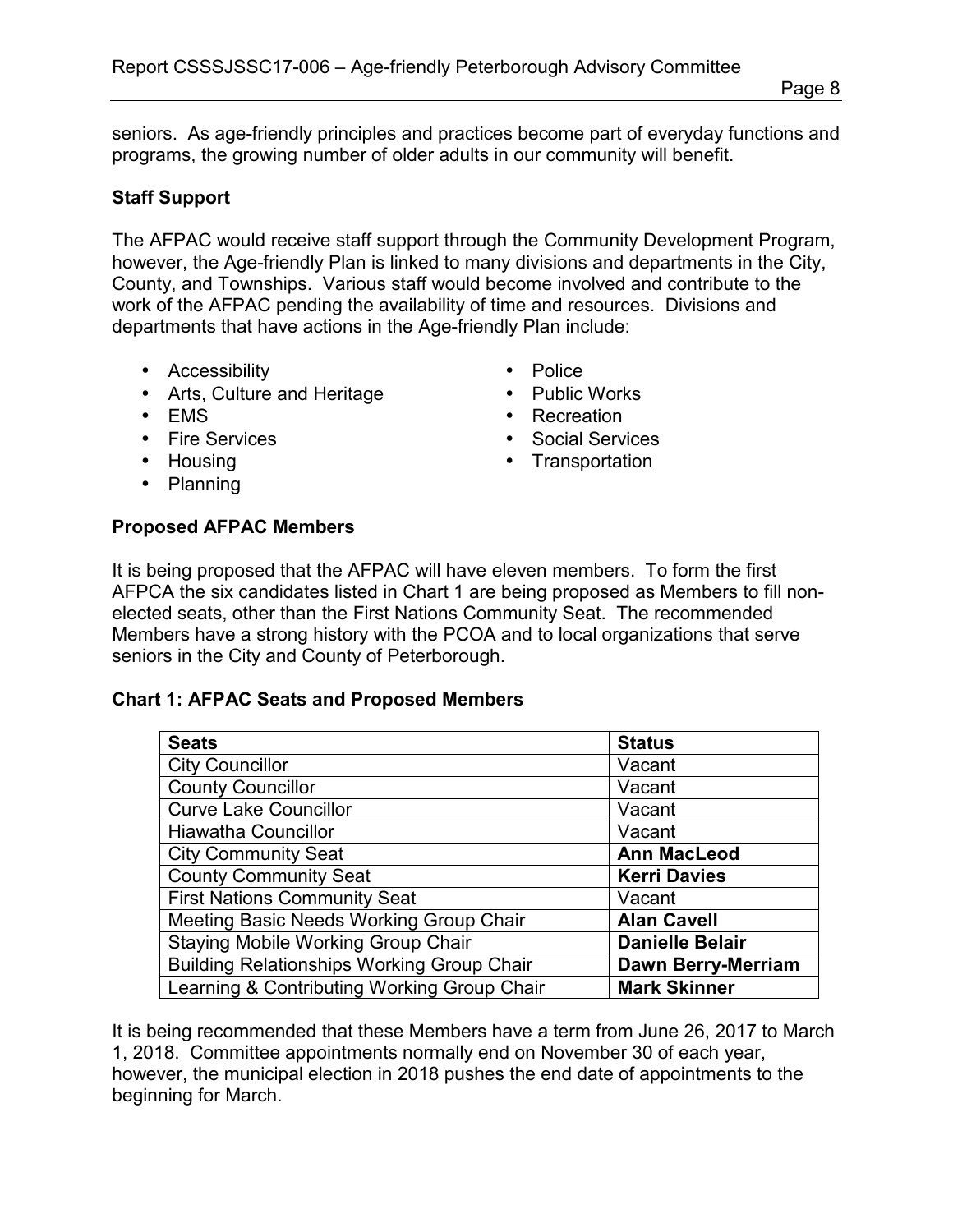seniors. As age-friendly principles and practices become part of everyday functions and programs, the growing number of older adults in our community will benefit.

**Staff Support**

The AFPAC would receive staff support through the Community Development Program, however, the Age-friendly Plan is linked to many divisions and departments in the City, County, and Townships. Various staff would become involved and contribute to the work of the AFPAC pending the availability of time and resources. Divisions and departments that have actions in the Age-friendly Plan include:

- Accessibility
- Arts, Culture and Heritage
- EMS
- Fire Services
- Housing
- Planning
- Police
- Public Works
- Recreation
- Social Services
- Transportation

**Proposed AFPAC Members**

It is being proposed that the AFPAC will have eleven members. To form the first AFPCA the six candidates listed in Chart 1 are being proposed as Members to fill non-elected seats, other than the First Nations Community Seat. The recommended Members have a strong history with the PCOA and to local organizations that serve seniors in the City and County of Peterborough.

**Chart 1: AFPAC Seats and Proposed Members**

| Seats | Status |
|---|---|
| City Councillor | Vacant |
| County Councillor | Vacant |
| Curve Lake Councillor | Vacant |
| Hiawatha Councillor | Vacant |
| City Community Seat | **Ann MacLeod** |
| County Community Seat | **Kerri Davies** |
| First Nations Community Seat | Vacant |
| Meeting Basic Needs Working Group Chair | **Alan Cavell** |
| Staying Mobile Working Group Chair | **Danielle Belair** |
| Building Relationships Working Group Chair | **Dawn Berry-Merriam** |
| Learning & Contributing Working Group Chair | **Mark Skinner** |

It is being recommended that these Members have a term from June 26, 2017 to March 1, 2018. Committee appointments normally end on November 30 of each year, however, the municipal election in 2018 pushes the end date of appointments to the beginning for March.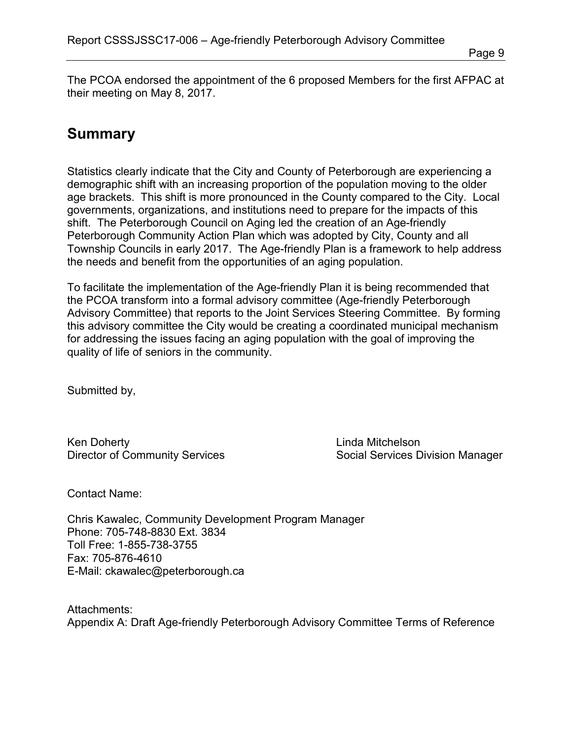The PCOA endorsed the appointment of the 6 proposed Members for the first AFPAC at their meeting on May 8, 2017.

## Summary

Statistics clearly indicate that the City and County of Peterborough are experiencing a demographic shift with an increasing proportion of the population moving to the older age brackets. This shift is more pronounced in the County compared to the City. Local governments, organizations, and institutions need to prepare for the impacts of this shift. The Peterborough Council on Aging led the creation of an Age-friendly Peterborough Community Action Plan which was adopted by City, County and all Township Councils in early 2017. The Age-friendly Plan is a framework to help address the needs and benefit from the opportunities of an aging population.

To facilitate the implementation of the Age-friendly Plan it is being recommended that the PCOA transform into a formal advisory committee (Age-friendly Peterborough Advisory Committee) that reports to the Joint Services Steering Committee. By forming this advisory committee the City would be creating a coordinated municipal mechanism for addressing the issues facing an aging population with the goal of improving the quality of life of seniors in the community.

Submitted by,

Ken Doherty
Director of Community Services

Linda Mitchelson
Social Services Division Manager

Contact Name:

Chris Kawalec, Community Development Program Manager
Phone: 705-748-8830 Ext. 3834
Toll Free: 1-855-738-3755
Fax: 705-876-4610
E-Mail: ckawalec@peterborough.ca

Attachments:
Appendix A: Draft Age-friendly Peterborough Advisory Committee Terms of Reference